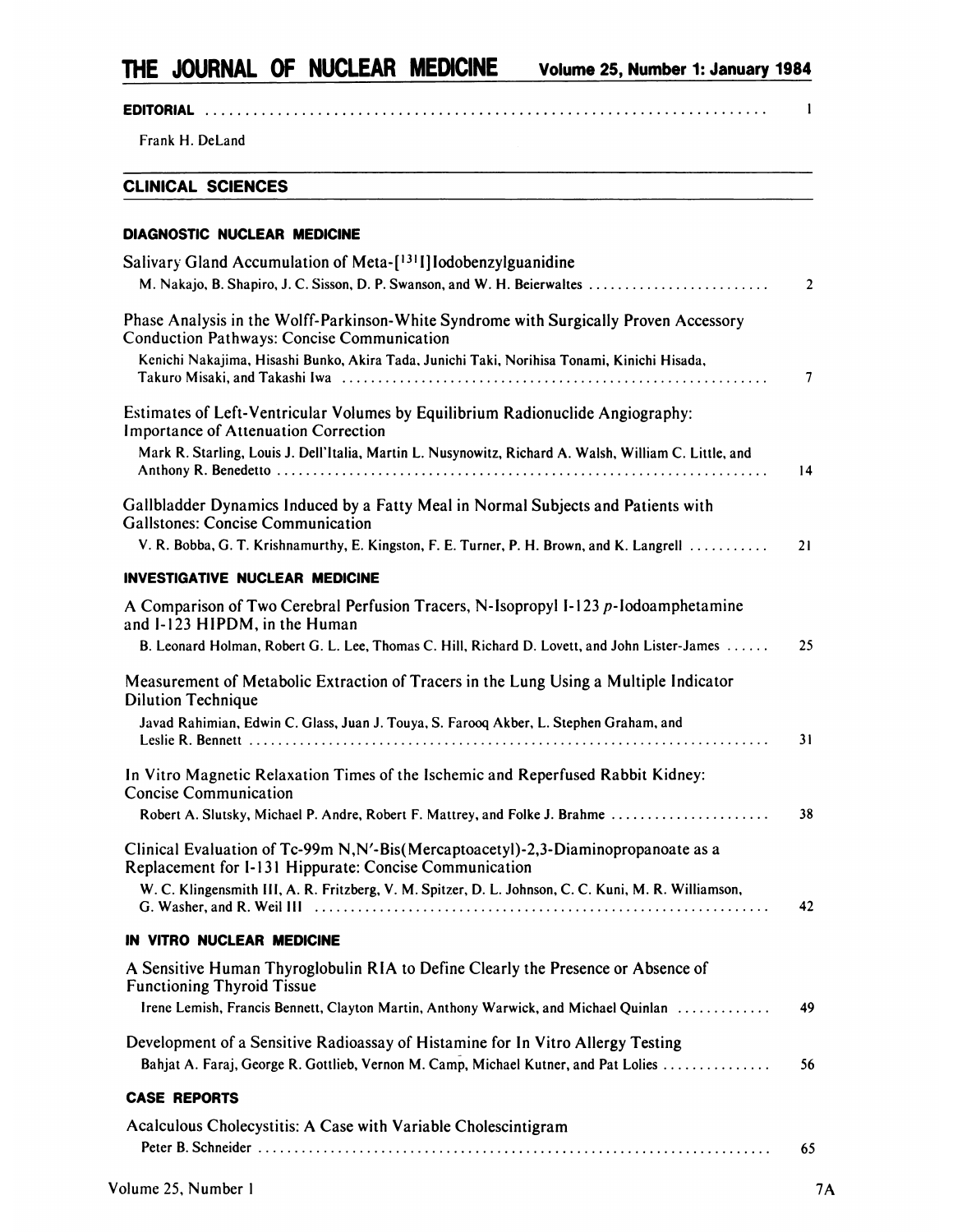# THE JOURNAL OF NUCLEAR MEDICINE — Volume 25, Number 1: January 1984

**EDITORIAL** .................................................................................... 1

Frank H. DeLand

## CLINICAL SCIENCES

### DIAGNOSTIC NUCLEAR MEDICINE

Salivary Gland Accumulation of Meta-[$^{131}$I]Iodobenzylguanidine
M. Nakajo, B. Shapiro, J. C. Sisson, D. P. Swanson, and W. H. Beierwaltes .......................... 2

Phase Analysis in the Wolff-Parkinson-White Syndrome with Surgically Proven Accessory Conduction Pathways: Concise Communication
Kenichi Nakajima, Hisashi Bunko, Akira Tada, Junichi Taki, Norihisa Tonami, Kinichi Hisada, Takuro Misaki, and Takashi Iwa .......................................................... 7

Estimates of Left-Ventricular Volumes by Equilibrium Radionuclide Angiography: Importance of Attenuation Correction
Mark R. Starling, Louis J. Dell'Italia, Martin L. Nusynowitz, Richard A. Walsh, William C. Little, and Anthony R. Benedetto .................................................................. 14

Gallbladder Dynamics Induced by a Fatty Meal in Normal Subjects and Patients with Gallstones: Concise Communication
V. R. Bobba, G. T. Krishnamurthy, E. Kingston, F. E. Turner, P. H. Brown, and K. Langrell ........... 21

### INVESTIGATIVE NUCLEAR MEDICINE

A Comparison of Two Cerebral Perfusion Tracers, N-Isopropyl I-123 *p*-Iodoamphetamine and I-123 HIPDM, in the Human
B. Leonard Holman, Robert G. L. Lee, Thomas C. Hill, Richard D. Lovett, and John Lister-James ...... 25

Measurement of Metabolic Extraction of Tracers in the Lung Using a Multiple Indicator Dilution Technique
Javad Rahimian, Edwin C. Glass, Juan J. Touya, S. Farooq Akber, L. Stephen Graham, and Leslie R. Bennett .......................................................................... 31

In Vitro Magnetic Relaxation Times of the Ischemic and Reperfused Rabbit Kidney: Concise Communication
Robert A. Slutsky, Michael P. Andre, Robert F. Mattrey, and Folke J. Brahme ...................... 38

Clinical Evaluation of Tc-99m N,N′-Bis(Mercaptoacetyl)-2,3-Diaminopropanoate as a Replacement for I-131 Hippurate: Concise Communication
W. C. Klingensmith III, A. R. Fritzberg, V. M. Spitzer, D. L. Johnson, C. C. Kuni, M. R. Williamson, G. Washer, and R. Weil III .............................................................. 42

### IN VITRO NUCLEAR MEDICINE

A Sensitive Human Thyroglobulin RIA to Define Clearly the Presence or Absence of Functioning Thyroid Tissue
Irene Lemish, Francis Bennett, Clayton Martin, Anthony Warwick, and Michael Quinlan ............. 49

Development of a Sensitive Radioassay of Histamine for In Vitro Allergy Testing
Bahjat A. Faraj, George R. Gottlieb, Vernon M. Camp, Michael Kutner, and Pat Lolies ............... 56

### CASE REPORTS

Acalculous Cholecystitis: A Case with Variable Cholescintigram
Peter B. Schneider ....................................................................... 65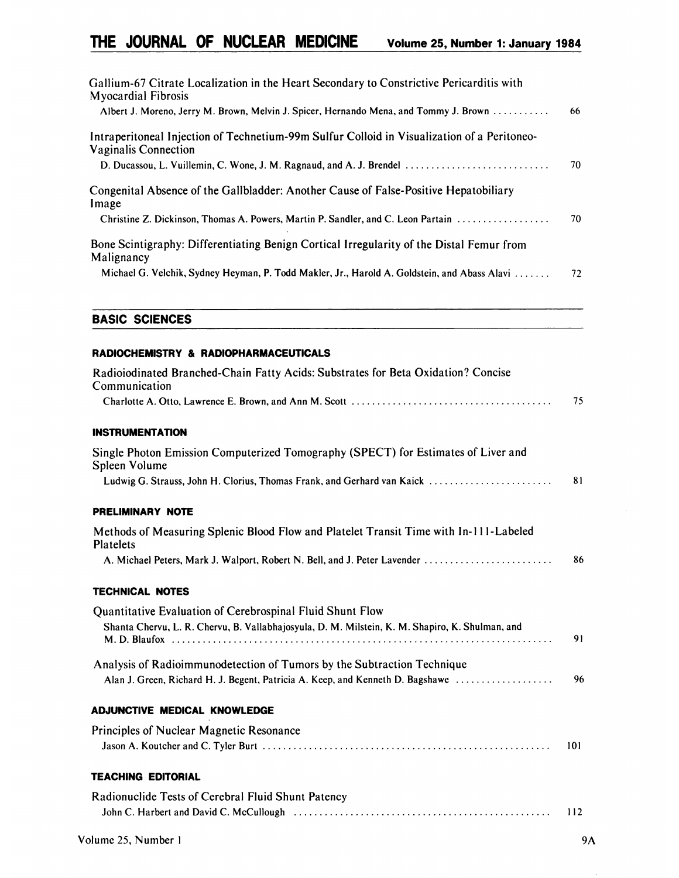Gallium-67 Citrate Localization in the Heart Secondary to Constrictive Pericarditis with Myocardial Fibrosis
Albert J. Moreno, Jerry M. Brown, Melvin J. Spicer, Hernando Mena, and Tommy J. Brown ........... 66

Intraperitoneal Injection of Technetium-99m Sulfur Colloid in Visualization of a Peritoneo-Vaginalis Connection
D. Ducassou, L. Vuillemin, C. Wone, J. M. Ragnaud, and A. J. Brendel ........................... 70

Congenital Absence of the Gallbladder: Another Cause of False-Positive Hepatobiliary Image
Christine Z. Dickinson, Thomas A. Powers, Martin P. Sandler, and C. Leon Partain .................. 70

Bone Scintigraphy: Differentiating Benign Cortical Irregularity of the Distal Femur from Malignancy
Michael G. Velchik, Sydney Heyman, P. Todd Makler, Jr., Harold A. Goldstein, and Abass Alavi ....... 72

## BASIC SCIENCES

### RADIOCHEMISTRY & RADIOPHARMACEUTICALS

Radioiodinated Branched-Chain Fatty Acids: Substrates for Beta Oxidation? Concise Communication
Charlotte A. Otto, Lawrence E. Brown, and Ann M. Scott ....................................... 75

### INSTRUMENTATION

Single Photon Emission Computerized Tomography (SPECT) for Estimates of Liver and Spleen Volume
Ludwig G. Strauss, John H. Clorius, Thomas Frank, and Gerhard van Kaick ........................ 81

### PRELIMINARY NOTE

Methods of Measuring Splenic Blood Flow and Platelet Transit Time with In-111-Labeled Platelets
A. Michael Peters, Mark J. Walport, Robert N. Bell, and J. Peter Lavender ......................... 86

### TECHNICAL NOTES

Quantitative Evaluation of Cerebrospinal Fluid Shunt Flow
Shanta Chervu, L. R. Chervu, B. Vallabhajosyula, D. M. Milstein, K. M. Shapiro, K. Shulman, and M. D. Blaufox ........................................................................ 91

Analysis of Radioimmunodetection of Tumors by the Subtraction Technique
Alan J. Green, Richard H. J. Begent, Patricia A. Keep, and Kenneth D. Bagshawe ................... 96

### ADJUNCTIVE MEDICAL KNOWLEDGE

Principles of Nuclear Magnetic Resonance
Jason A. Koutcher and C. Tyler Burt ....................................................... 101

### TEACHING EDITORIAL

Radionuclide Tests of Cerebral Fluid Shunt Patency
John C. Harbert and David C. McCullough ................................................. 112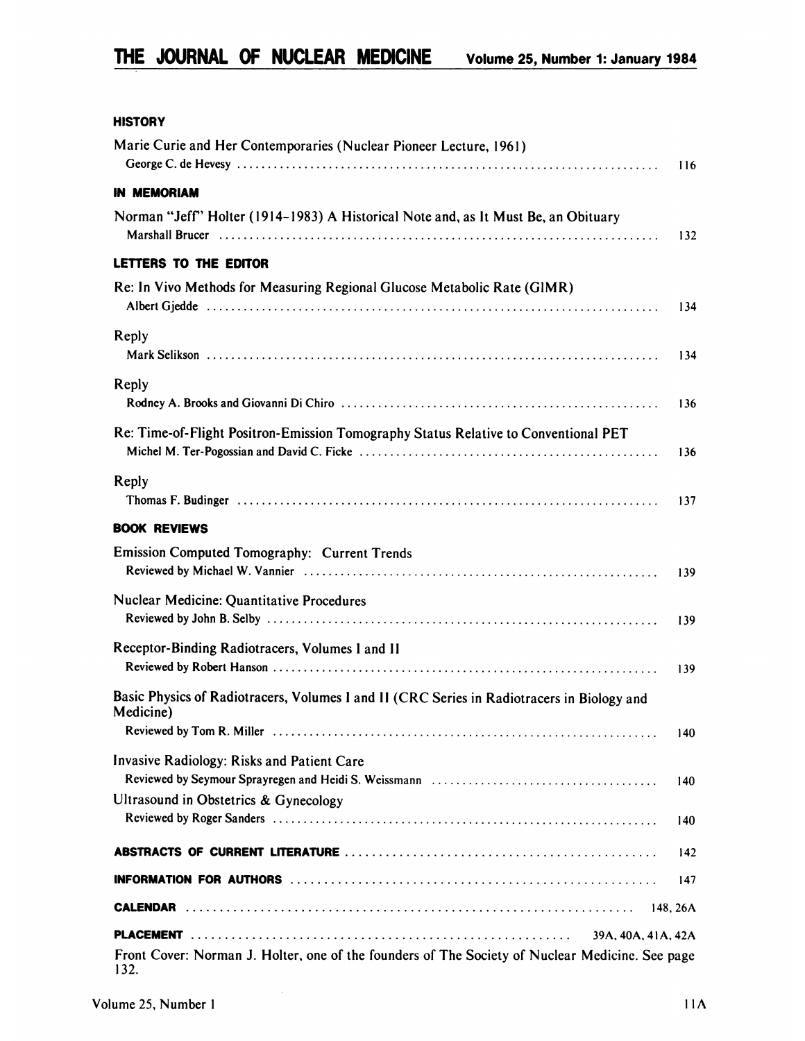## HISTORY

Marie Curie and Her Contemporaries (Nuclear Pioneer Lecture, 1961)
George C. de Hevesy ..... 116

## IN MEMORIAM

Norman "Jeff" Holter (1914–1983) A Historical Note and, as It Must Be, an Obituary
Marshall Brucer ..... 132

## LETTERS TO THE EDITOR

Re: In Vivo Methods for Measuring Regional Glucose Metabolic Rate (GlMR)
Albert Gjedde ..... 134

Reply
Mark Selikson ..... 134

Reply
Rodney A. Brooks and Giovanni Di Chiro ..... 136

Re: Time-of-Flight Positron-Emission Tomography Status Relative to Conventional PET
Michel M. Ter-Pogossian and David C. Ficke ..... 136

Reply
Thomas F. Budinger ..... 137

## BOOK REVIEWS

Emission Computed Tomography: Current Trends
Reviewed by Michael W. Vannier ..... 139

Nuclear Medicine: Quantitative Procedures
Reviewed by John B. Selby ..... 139

Receptor-Binding Radiotracers, Volumes I and II
Reviewed by Robert Hanson ..... 139

Basic Physics of Radiotracers, Volumes I and II (CRC Series in Radiotracers in Biology and Medicine)
Reviewed by Tom R. Miller ..... 140

Invasive Radiology: Risks and Patient Care
Reviewed by Seymour Sprayregen and Heidi S. Weissmann ..... 140

Ultrasound in Obstetrics & Gynecology
Reviewed by Roger Sanders ..... 140

**ABSTRACTS OF CURRENT LITERATURE** ..... 142

**INFORMATION FOR AUTHORS** ..... 147

**CALENDAR** ..... 148, 26A

**PLACEMENT** ..... 39A, 40A, 41A, 42A

Front Cover: Norman J. Holter, one of the founders of The Society of Nuclear Medicine. See page 132.